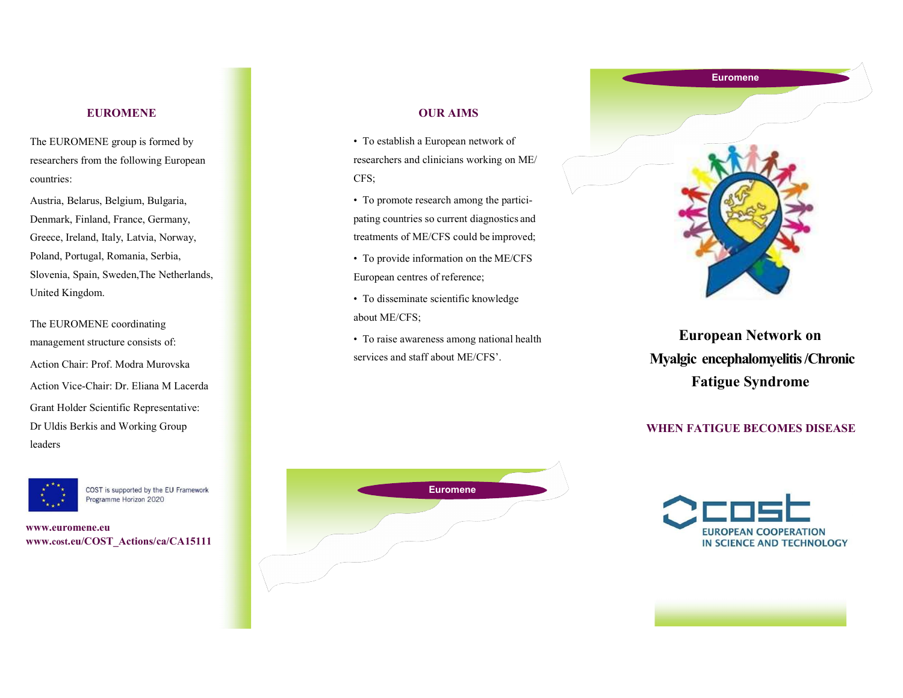## EUROMENE

The EUROMENE group is formed by researchers from the following European countries:

Austria, Belarus, Belgium, Bulgaria, Denmark, Finland, France, Germany, Greece, Ireland, Italy, Latvia, Norway, Poland, Portugal, Romania, Serbia, Slovenia, Spain, Sweden,The Netherlands, United Kingdom.

The EUROMENE coordinating management structure consists of:

Action Chair: Prof. Modra Murovska

Action Vice-Chair: Dr. Eliana M Lacerda

Grant Holder Scientific Representative: Dr Uldis Berkis and Working Group leaders

COST is supported by the EU Framework Programme Horizon 2020

**www.euromene.eu**
**www.cost.eu/COST_Actions/ca/CA15111**

## OUR AIMS

- To establish a European network of researchers and clinicians working on ME/ CFS;
- To promote research among the participating countries so current diagnostics and treatments of ME/CFS could be improved;
- To provide information on the ME/CFS European centres of reference;
- To disseminate scientific knowledge about ME/CFS;
- To raise awareness among national health services and staff about ME/CFS'.

Euromene

Euromene

# European Network on Myalgic encephalomyelitis /Chronic Fatigue Syndrome

## WHEN FATIGUE BECOMES DISEASE

COST
EUROPEAN COOPERATION IN SCIENCE AND TECHNOLOGY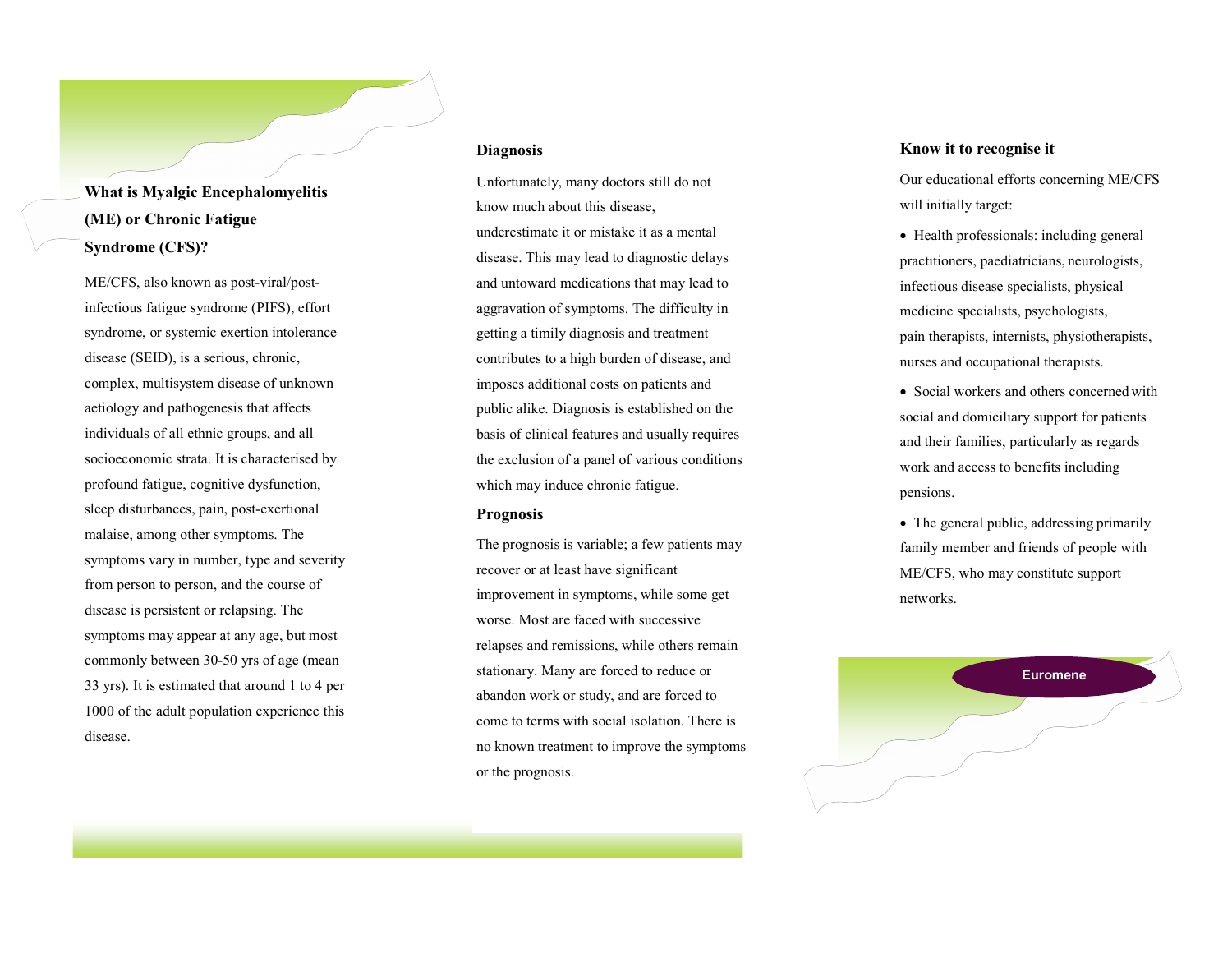## What is Myalgic Encephalomyelitis (ME) or Chronic Fatigue Syndrome (CFS)?

ME/CFS, also known as post-viral/post-infectious fatigue syndrome (PIFS), effort syndrome, or systemic exertion intolerance disease (SEID), is a serious, chronic, complex, multisystem disease of unknown aetiology and pathogenesis that affects individuals of all ethnic groups, and all socioeconomic strata. It is characterised by profound fatigue, cognitive dysfunction, sleep disturbances, pain, post-exertional malaise, among other symptoms. The symptoms vary in number, type and severity from person to person, and the course of disease is persistent or relapsing. The symptoms may appear at any age, but most commonly between 30-50 yrs of age (mean 33 yrs). It is estimated that around 1 to 4 per 1000 of the adult population experience this disease.

## Diagnosis

Unfortunately, many doctors still do not know much about this disease, underestimate it or mistake it as a mental disease. This may lead to diagnostic delays and untoward medications that may lead to aggravation of symptoms. The difficulty in getting a timily diagnosis and treatment contributes to a high burden of disease, and imposes additional costs on patients and public alike. Diagnosis is established on the basis of clinical features and usually requires the exclusion of a panel of various conditions which may induce chronic fatigue.

## Prognosis

The prognosis is variable; a few patients may recover or at least have significant improvement in symptoms, while some get worse. Most are faced with successive relapses and remissions, while others remain stationary. Many are forced to reduce or abandon work or study, and are forced to come to terms with social isolation. There is no known treatment to improve the symptoms or the prognosis.

## Know it to recognise it

Our educational efforts concerning ME/CFS will initially target:

- Health professionals: including general practitioners, paediatricians, neurologists, infectious disease specialists, physical medicine specialists, psychologists, pain therapists, internists, physiotherapists, nurses and occupational therapists.
- Social workers and others concerned with social and domiciliary support for patients and their families, particularly as regards work and access to benefits including pensions.
- The general public, addressing primarily family member and friends of people with ME/CFS, who may constitute support networks.

Euromene